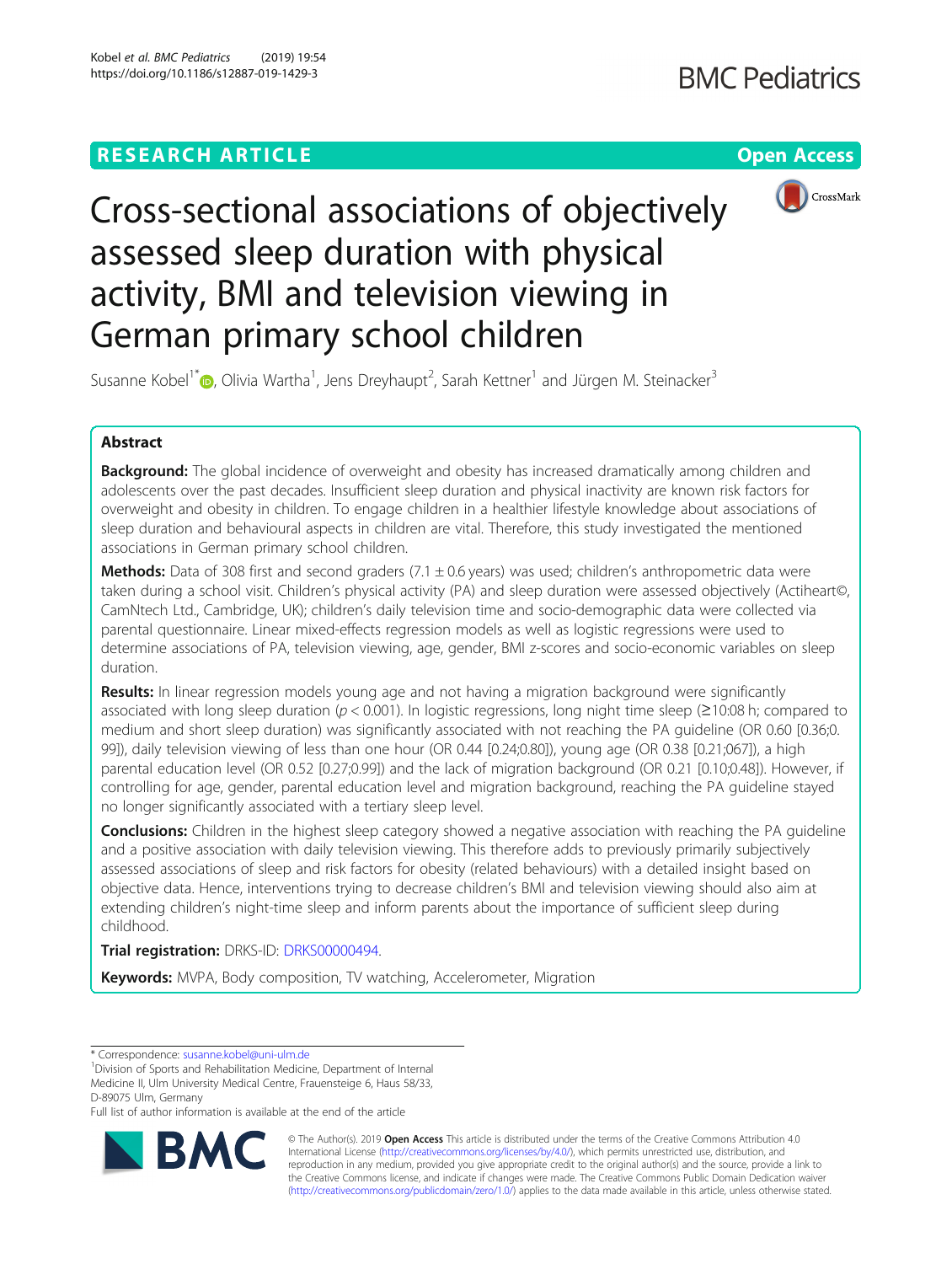RESEARCH ARTICLE

Open Access

# Cross-sectional associations of objectively assessed sleep duration with physical activity, BMI and television viewing in German primary school children

Susanne Kobel[1*], Olivia Wartha[1], Jens Dreyhaupt[2], Sarah Kettner[1] and Jürgen M. Steinacker[3]

## Abstract

**Background:** The global incidence of overweight and obesity has increased dramatically among children and adolescents over the past decades. Insufficient sleep duration and physical inactivity are known risk factors for overweight and obesity in children. To engage children in a healthier lifestyle knowledge about associations of sleep duration and behavioural aspects in children are vital. Therefore, this study investigated the mentioned associations in German primary school children.

**Methods:** Data of 308 first and second graders (7.1 ± 0.6 years) was used; children's anthropometric data were taken during a school visit. Children's physical activity (PA) and sleep duration were assessed objectively (Actiheart©, CamNtech Ltd., Cambridge, UK); children's daily television time and socio-demographic data were collected via parental questionnaire. Linear mixed-effects regression models as well as logistic regressions were used to determine associations of PA, television viewing, age, gender, BMI z-scores and socio-economic variables on sleep duration.

**Results:** In linear regression models young age and not having a migration background were significantly associated with long sleep duration ($p < 0.001$). In logistic regressions, long night time sleep (≥10:08 h; compared to medium and short sleep duration) was significantly associated with not reaching the PA guideline (OR 0.60 [0.36;0.99]), daily television viewing of less than one hour (OR 0.44 [0.24;0.80]), young age (OR 0.38 [0.21;067]), a high parental education level (OR 0.52 [0.27;0.99]) and the lack of migration background (OR 0.21 [0.10;0.48]). However, if controlling for age, gender, parental education level and migration background, reaching the PA guideline stayed no longer significantly associated with a tertiary sleep level.

**Conclusions:** Children in the highest sleep category showed a negative association with reaching the PA guideline and a positive association with daily television viewing. This therefore adds to previously primarily subjectively assessed associations of sleep and risk factors for obesity (related behaviours) with a detailed insight based on objective data. Hence, interventions trying to decrease children's BMI and television viewing should also aim at extending children's night-time sleep and inform parents about the importance of sufficient sleep during childhood.

**Trial registration:** DRKS-ID: DRKS00000494.

**Keywords:** MVPA, Body composition, TV watching, Accelerometer, Migration

---

\* Correspondence: susanne.kobel@uni-ulm.de
[1]Division of Sports and Rehabilitation Medicine, Department of Internal Medicine II, Ulm University Medical Centre, Frauensteige 6, Haus 58/33, D-89075 Ulm, Germany
Full list of author information is available at the end of the article

© The Author(s). 2019 **Open Access** This article is distributed under the terms of the Creative Commons Attribution 4.0 International License (http://creativecommons.org/licenses/by/4.0/), which permits unrestricted use, distribution, and reproduction in any medium, provided you give appropriate credit to the original author(s) and the source, provide a link to the Creative Commons license, and indicate if changes were made. The Creative Commons Public Domain Dedication waiver (http://creativecommons.org/publicdomain/zero/1.0/) applies to the data made available in this article, unless otherwise stated.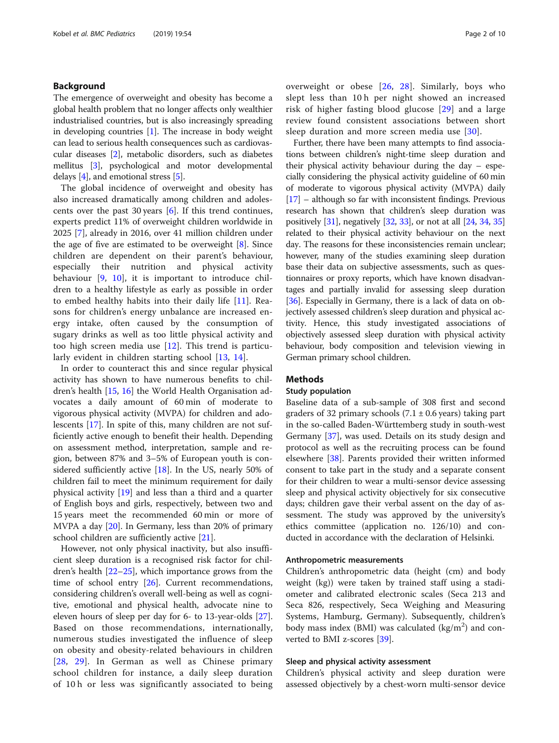## Background

The emergence of overweight and obesity has become a global health problem that no longer affects only wealthier industrialised countries, but is also increasingly spreading in developing countries [1]. The increase in body weight can lead to serious health consequences such as cardiovascular diseases [2], metabolic disorders, such as diabetes mellitus [3], psychological and motor developmental delays [4], and emotional stress [5].

The global incidence of overweight and obesity has also increased dramatically among children and adolescents over the past 30 years [6]. If this trend continues, experts predict 11% of overweight children worldwide in 2025 [7], already in 2016, over 41 million children under the age of five are estimated to be overweight [8]. Since children are dependent on their parent's behaviour, especially their nutrition and physical activity behaviour [9, 10], it is important to introduce children to a healthy lifestyle as early as possible in order to embed healthy habits into their daily life [11]. Reasons for children's energy unbalance are increased energy intake, often caused by the consumption of sugary drinks as well as too little physical activity and too high screen media use [12]. This trend is particularly evident in children starting school [13, 14].

In order to counteract this and since regular physical activity has shown to have numerous benefits to children's health [15, 16] the World Health Organisation advocates a daily amount of 60 min of moderate to vigorous physical activity (MVPA) for children and adolescents [17]. In spite of this, many children are not sufficiently active enough to benefit their health. Depending on assessment method, interpretation, sample and region, between 87% and 3–5% of European youth is considered sufficiently active [18]. In the US, nearly 50% of children fail to meet the minimum requirement for daily physical activity [19] and less than a third and a quarter of English boys and girls, respectively, between two and 15 years meet the recommended 60 min or more of MVPA a day [20]. In Germany, less than 20% of primary school children are sufficiently active [21].

However, not only physical inactivity, but also insufficient sleep duration is a recognised risk factor for children's health [22–25], which importance grows from the time of school entry [26]. Current recommendations, considering children's overall well-being as well as cognitive, emotional and physical health, advocate nine to eleven hours of sleep per day for 6- to 13-year-olds [27]. Based on those recommendations, internationally, numerous studies investigated the influence of sleep on obesity and obesity-related behaviours in children [28, 29]. In German as well as Chinese primary school children for instance, a daily sleep duration of 10 h or less was significantly associated to being overweight or obese [26, 28]. Similarly, boys who slept less than 10 h per night showed an increased risk of higher fasting blood glucose [29] and a large review found consistent associations between short sleep duration and more screen media use [30].

Further, there have been many attempts to find associations between children's night-time sleep duration and their physical activity behaviour during the day – especially considering the physical activity guideline of 60 min of moderate to vigorous physical activity (MVPA) daily [17] – although so far with inconsistent findings. Previous research has shown that children's sleep duration was positively [31], negatively [32, 33], or not at all [24, 34, 35] related to their physical activity behaviour on the next day. The reasons for these inconsistencies remain unclear; however, many of the studies examining sleep duration base their data on subjective assessments, such as questionnaires or proxy reports, which have known disadvantages and partially invalid for assessing sleep duration [36]. Especially in Germany, there is a lack of data on objectively assessed children's sleep duration and physical activity. Hence, this study investigated associations of objectively assessed sleep duration with physical activity behaviour, body composition and television viewing in German primary school children.

## Methods

### Study population

Baseline data of a sub-sample of 308 first and second graders of 32 primary schools (7.1 ± 0.6 years) taking part in the so-called Baden-Württemberg study in south-west Germany [37], was used. Details on its study design and protocol as well as the recruiting process can be found elsewhere [38]. Parents provided their written informed consent to take part in the study and a separate consent for their children to wear a multi-sensor device assessing sleep and physical activity objectively for six consecutive days; children gave their verbal assent on the day of assessment. The study was approved by the university's ethics committee (application no. 126/10) and conducted in accordance with the declaration of Helsinki.

### Anthropometric measurements

Children's anthropometric data (height (cm) and body weight (kg)) were taken by trained staff using a stadiometer and calibrated electronic scales (Seca 213 and Seca 826, respectively, Seca Weighing and Measuring Systems, Hamburg, Germany). Subsequently, children's body mass index (BMI) was calculated (kg/m$^2$) and converted to BMI z-scores [39].

### Sleep and physical activity assessment

Children's physical activity and sleep duration were assessed objectively by a chest-worn multi-sensor device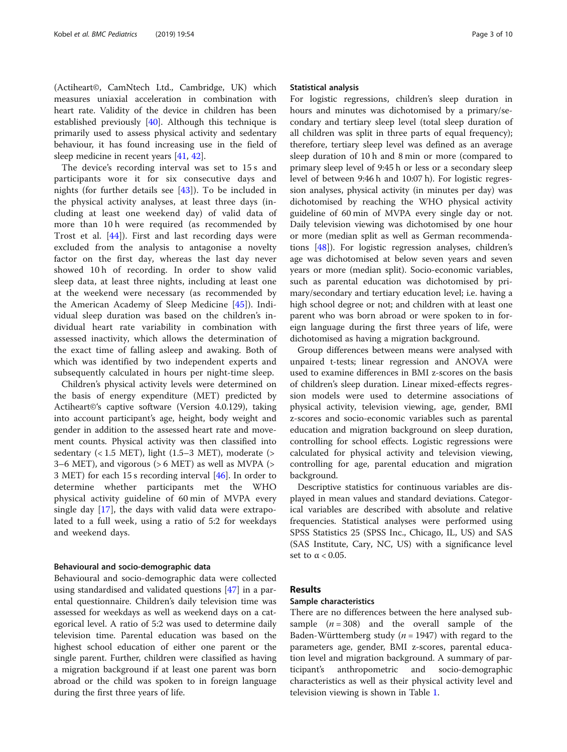(Actiheart©, CamNtech Ltd., Cambridge, UK) which measures uniaxial acceleration in combination with heart rate. Validity of the device in children has been established previously [40]. Although this technique is primarily used to assess physical activity and sedentary behaviour, it has found increasing use in the field of sleep medicine in recent years [41, 42].

The device's recording interval was set to 15 s and participants wore it for six consecutive days and nights (for further details see [43]). To be included in the physical activity analyses, at least three days (including at least one weekend day) of valid data of more than 10 h were required (as recommended by Trost et al. [44]). First and last recording days were excluded from the analysis to antagonise a novelty factor on the first day, whereas the last day never showed 10 h of recording. In order to show valid sleep data, at least three nights, including at least one at the weekend were necessary (as recommended by the American Academy of Sleep Medicine [45]). Individual sleep duration was based on the children's individual heart rate variability in combination with assessed inactivity, which allows the determination of the exact time of falling asleep and awaking. Both of which was identified by two independent experts and subsequently calculated in hours per night-time sleep.

Children's physical activity levels were determined on the basis of energy expenditure (MET) predicted by Actiheart©'s captive software (Version 4.0.129), taking into account participant's age, height, body weight and gender in addition to the assessed heart rate and movement counts. Physical activity was then classified into sedentary (< 1.5 MET), light (1.5–3 MET), moderate (> 3–6 MET), and vigorous (> 6 MET) as well as MVPA (> 3 MET) for each 15 s recording interval [46]. In order to determine whether participants met the WHO physical activity guideline of 60 min of MVPA every single day [17], the days with valid data were extrapolated to a full week, using a ratio of 5:2 for weekdays and weekend days.

### Behavioural and socio-demographic data

Behavioural and socio-demographic data were collected using standardised and validated questions [47] in a parental questionnaire. Children's daily television time was assessed for weekdays as well as weekend days on a categorical level. A ratio of 5:2 was used to determine daily television time. Parental education was based on the highest school education of either one parent or the single parent. Further, children were classified as having a migration background if at least one parent was born abroad or the child was spoken to in foreign language during the first three years of life.

### Statistical analysis

For logistic regressions, children's sleep duration in hours and minutes was dichotomised by a primary/secondary and tertiary sleep level (total sleep duration of all children was split in three parts of equal frequency); therefore, tertiary sleep level was defined as an average sleep duration of 10 h and 8 min or more (compared to primary sleep level of 9:45 h or less or a secondary sleep level of between 9:46 h and 10:07 h). For logistic regression analyses, physical activity (in minutes per day) was dichotomised by reaching the WHO physical activity guideline of 60 min of MVPA every single day or not. Daily television viewing was dichotomised by one hour or more (median split as well as German recommendations [48]). For logistic regression analyses, children's age was dichotomised at below seven years and seven years or more (median split). Socio-economic variables, such as parental education was dichotomised by primary/secondary and tertiary education level; i.e. having a high school degree or not; and children with at least one parent who was born abroad or were spoken to in foreign language during the first three years of life, were dichotomised as having a migration background.

Group differences between means were analysed with unpaired t-tests; linear regression and ANOVA were used to examine differences in BMI z-scores on the basis of children's sleep duration. Linear mixed-effects regression models were used to determine associations of physical activity, television viewing, age, gender, BMI z-scores and socio-economic variables such as parental education and migration background on sleep duration, controlling for school effects. Logistic regressions were calculated for physical activity and television viewing, controlling for age, parental education and migration background.

Descriptive statistics for continuous variables are displayed in mean values and standard deviations. Categorical variables are described with absolute and relative frequencies. Statistical analyses were performed using SPSS Statistics 25 (SPSS Inc., Chicago, IL, US) and SAS (SAS Institute, Cary, NC, US) with a significance level set to $\alpha < 0.05$.

## Results

### Sample characteristics

There are no differences between the here analysed subsample ($n = 308$) and the overall sample of the Baden-Württemberg study ($n = 1947$) with regard to the parameters age, gender, BMI z-scores, parental education level and migration background. A summary of participant's anthropometric and socio-demographic characteristics as well as their physical activity level and television viewing is shown in Table 1.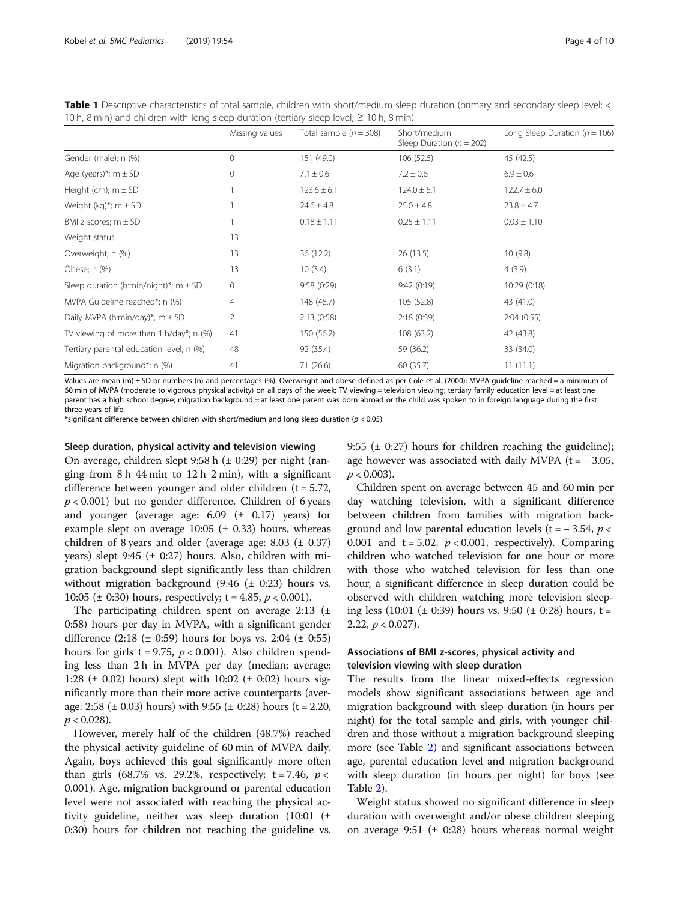**Table 1** Descriptive characteristics of total sample, children with short/medium sleep duration (primary and secondary sleep level; < 10 h, 8 min) and children with long sleep duration (tertiary sleep level; ≥ 10 h, 8 min)

| | Missing values | Total sample ($n = 308$) | Short/medium Sleep Duration ($n = 202$) | Long Sleep Duration ($n = 106$) |
|---|---|---|---|---|
| Gender (male); n (%) | 0 | 151 (49.0) | 106 (52.5) | 45 (42.5) |
| Age (years)*; m ± SD | 0 | 7.1 ± 0.6 | 7.2 ± 0.6 | 6.9 ± 0.6 |
| Height (cm); m ± SD | 1 | 123.6 ± 6.1 | 124.0 ± 6.1 | 122.7 ± 6.0 |
| Weight (kg)*; m ± SD | 1 | 24.6 ± 4.8 | 25.0 ± 4.8 | 23.8 ± 4.7 |
| BMI z-scores; m ± SD | 1 | 0.18 ± 1.11 | 0.25 ± 1.11 | 0.03 ± 1.10 |
| Weight status | 13 | | | |
| Overweight; n (%) | 13 | 36 (12.2) | 26 (13.5) | 10 (9.8) |
| Obese; n (%) | 13 | 10 (3.4) | 6 (3.1) | 4 (3.9) |
| Sleep duration (h:min/night)*; m ± SD | 0 | 9:58 (0:29) | 9:42 (0:19) | 10:29 (0:18) |
| MVPA Guideline reached*; n (%) | 4 | 148 (48.7) | 105 (52.8) | 43 (41.0) |
| Daily MVPA (h:min/day)*, m ± SD | 2 | 2:13 (0:58) | 2:18 (0:59) | 2:04 (0:55) |
| TV viewing of more than 1 h/day*; n (%) | 41 | 150 (56.2) | 108 (63.2) | 42 (43.8) |
| Tertiary parental education level; n (%) | 48 | 92 (35.4) | 59 (36.2) | 33 (34.0) |
| Migration background*; n (%) | 41 | 71 (26.6) | 60 (35.7) | 11 (11.1) |

Values are mean (m) ± SD or numbers (n) and percentages (%). Overweight and obese defined as per Cole et al. (2000); MVPA guideline reached = a minimum of 60 min of MVPA (moderate to vigorous physical activity) on all days of the week; TV viewing = television viewing; tertiary family education level = at least one parent has a high school degree; migration background = at least one parent was born abroad or the child was spoken to in foreign language during the first three years of life

*significant difference between children with short/medium and long sleep duration ($p < 0.05$)

### Sleep duration, physical activity and television viewing

On average, children slept 9:58 h (± 0:29) per night (ranging from 8 h 44 min to 12 h 2 min), with a significant difference between younger and older children ($t = 5.72$, $p < 0.001$) but no gender difference. Children of 6 years and younger (average age: 6.09 (± 0.17) years) for example slept on average 10:05 (± 0.33) hours, whereas children of 8 years and older (average age: 8.03 (± 0.37) years) slept 9:45 (± 0:27) hours. Also, children with migration background slept significantly less than children without migration background (9:46 (± 0:23) hours vs. 10:05 (± 0:30) hours, respectively; $t = 4.85$, $p < 0.001$).

The participating children spent on average 2:13 (± 0:58) hours per day in MVPA, with a significant gender difference (2:18 (± 0:59) hours for boys vs. 2:04 (± 0:55) hours for girls $t = 9.75$, $p < 0.001$). Also children spending less than 2 h in MVPA per day (median; average: 1:28 (± 0.02) hours) slept with 10:02 (± 0:02) hours significantly more than their more active counterparts (average: 2:58 (± 0.03) hours) with 9:55 (± 0:28) hours ($t = 2.20$, $p < 0.028$).

However, merely half of the children (48.7%) reached the physical activity guideline of 60 min of MVPA daily. Again, boys achieved this goal significantly more often than girls (68.7% vs. 29.2%, respectively; $t = 7.46$, $p < 0.001$). Age, migration background or parental education level were not associated with reaching the physical activity guideline, neither was sleep duration (10:01 (± 0:30) hours for children not reaching the guideline vs. 9:55 (± 0:27) hours for children reaching the guideline); age however was associated with daily MVPA ($t = -3.05$, $p < 0.003$).

Children spent on average between 45 and 60 min per day watching television, with a significant difference between children from families with migration background and low parental education levels ($t = -3.54$, $p < 0.001$ and $t = 5.02$, $p < 0.001$, respectively). Comparing children who watched television for one hour or more with those who watched television for less than one hour, a significant difference in sleep duration could be observed with children watching more television sleeping less (10:01 (± 0:39) hours vs. 9:50 (± 0:28) hours, $t = 2.22$, $p < 0.027$).

### Associations of BMI z-scores, physical activity and television viewing with sleep duration

The results from the linear mixed-effects regression models show significant associations between age and migration background with sleep duration (in hours per night) for the total sample and girls, with younger children and those without a migration background sleeping more (see Table 2) and significant associations between age, parental education level and migration background with sleep duration (in hours per night) for boys (see Table 2).

Weight status showed no significant difference in sleep duration with overweight and/or obese children sleeping on average 9:51 (± 0:28) hours whereas normal weight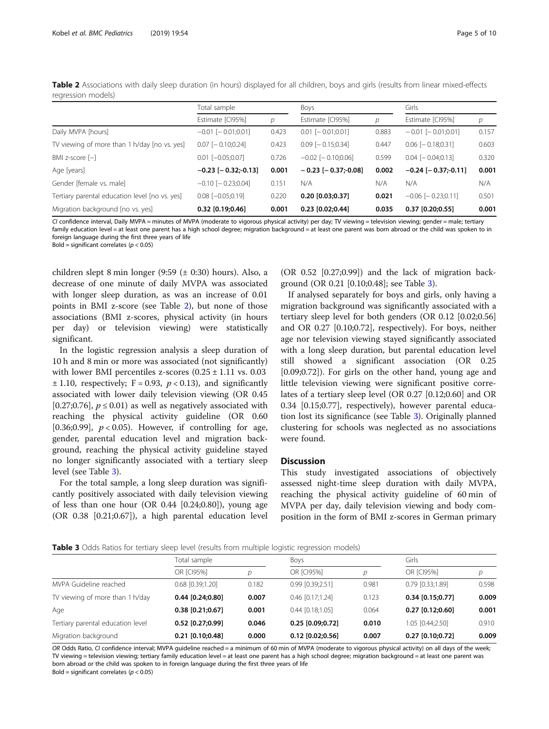**Table 2** Associations with daily sleep duration (in hours) displayed for all children, boys and girls (results from linear mixed-effects regression models)

| | Total sample | | Boys | | Girls | |
|---|---|---|---|---|---|---|
| | Estimate [CI95%] | *p* | Estimate [CI95%] | *p* | Estimate [CI95%] | *p* |
| Daily MVPA [hours] | −0.01 [− 0.01;0.01] | 0.423 | 0.01 [− 0.01;0.01] | 0.883 | − 0.01 [− 0.01;0.01] | 0.157 |
| TV viewing of more than 1 h/day [no vs. yes] | 0.07 [− 0.10;0.24] | 0.423 | 0.09 [− 0.15;0.34] | 0.447 | 0.06 [− 0.18;0.31] | 0.603 |
| BMI z-score [−] | 0.01 [−0.05;0.07] | 0.726 | −0.02 [− 0.10;0.06] | 0.599 | 0.04 [− 0.04;0.13] | 0.320 |
| Age [years] | **−0.23 [− 0.32;-0.13]** | **0.001** | **− 0.23 [− 0.37;-0.08]** | **0.002** | **−0.24 [− 0.37;-0.11]** | **0.001** |
| Gender [female vs. male] | −0.10 [− 0.23;0.04] | 0.151 | N/A | N/A | N/A | N/A |
| Tertiary parental education level [no vs. yes] | 0.08 [−0.05;0.19] | 0.220 | **0.20 [0.03;0.37]** | **0.021** | −0.06 [− 0.23;0.11] | 0.501 |
| Migration background [no vs. yes] | **0.32 [0.19;0.46]** | **0.001** | **0.23 [0.02;0.44]** | **0.035** | **0.37 [0.20;0.55]** | **0.001** |

*CI* confidence interval, Daily MVPA = minutes of MVPA (moderate to vigorous physical activity) per day; TV viewing = television viewing; gender = male; tertiary family education level = at least one parent has a high school degree; migration background = at least one parent was born abroad or the child was spoken to in foreign language during the first three years of life
Bold = significant correlates ($p < 0.05$)

children slept 8 min longer (9:59 (± 0:30) hours). Also, a decrease of one minute of daily MVPA was associated with longer sleep duration, as was an increase of 0.01 points in BMI z-score (see Table 2), but none of those associations (BMI z-scores, physical activity (in hours per day) or television viewing) were statistically significant.

In the logistic regression analysis a sleep duration of 10 h and 8 min or more was associated (not significantly) with lower BMI percentiles z-scores (0.25 ± 1.11 vs. 0.03 ± 1.10, respectively; $F = 0.93$, $p < 0.13$), and significantly associated with lower daily television viewing (OR 0.45 [0.27;0.76], $p \leq 0.01$) as well as negatively associated with reaching the physical activity guideline (OR 0.60 [0.36;0.99], $p < 0.05$). However, if controlling for age, gender, parental education level and migration background, reaching the physical activity guideline stayed no longer significantly associated with a tertiary sleep level (see Table 3).

For the total sample, a long sleep duration was significantly positively associated with daily television viewing of less than one hour (OR 0.44 [0.24;0.80]), young age (OR 0.38 [0.21;0.67]), a high parental education level (OR 0.52 [0.27;0.99]) and the lack of migration background (OR 0.21 [0.10;0.48]; see Table 3).

If analysed separately for boys and girls, only having a migration background was significantly associated with a tertiary sleep level for both genders (OR 0.12 [0.02;0.56] and OR 0.27 [0.10;0.72], respectively). For boys, neither age nor television viewing stayed significantly associated with a long sleep duration, but parental education level still showed a significant association (OR 0.25 [0.09;0.72]). For girls on the other hand, young age and little television viewing were significant positive correlates of a tertiary sleep level (OR 0.27 [0.12;0.60] and OR 0.34 [0.15;0.77], respectively), however parental education lost its significance (see Table 3). Originally planned clustering for schools was neglected as no associations were found.

## Discussion

This study investigated associations of objectively assessed night-time sleep duration with daily MVPA, reaching the physical activity guideline of 60 min of MVPA per day, daily television viewing and body composition in the form of BMI z-scores in German primary

**Table 3** Odds Ratios for tertiary sleep level (results from multiple logistic regression models)

| | Total sample | | Boys | | Girls | |
|---|---|---|---|---|---|---|
| | OR [CI95%] | *p* | OR [CI95%] | *p* | OR [CI95%] | *p* |
| MVPA Guideline reached | 0.68 [0.39;1.20] | 0.182 | 0.99 [0.39;2.51] | 0.981 | 0.79 [0.33;1.89] | 0.598 |
| TV viewing of more than 1 h/day | **0.44 [0.24;0.80]** | **0.007** | 0.46 [0.17;1.24] | 0.123 | **0.34 [0.15;0.77]** | **0.009** |
| Age | **0.38 [0.21;0.67]** | **0.001** | 0.44 [0.18;1.05] | 0.064 | **0.27 [0.12;0.60]** | **0.001** |
| Tertiary parental education level | **0.52 [0.27;0.99]** | **0.046** | **0.25 [0.09;0.72]** | **0.010** | 1.05 [0.44;2.50] | 0.910 |
| Migration background | **0.21 [0.10;0.48]** | **0.000** | **0.12 [0.02;0.56]** | **0.007** | **0.27 [0.10;0.72]** | **0.009** |

*OR* Odds Ratio, *CI* confidence interval; MVPA guideline reached = a minimum of 60 min of MVPA (moderate to vigorous physical activity) on all days of the week; TV viewing = television viewing; tertiary family education level = at least one parent has a high school degree; migration background = at least one parent was born abroad or the child was spoken to in foreign language during the first three years of life
Bold = significant correlates ($p < 0.05$)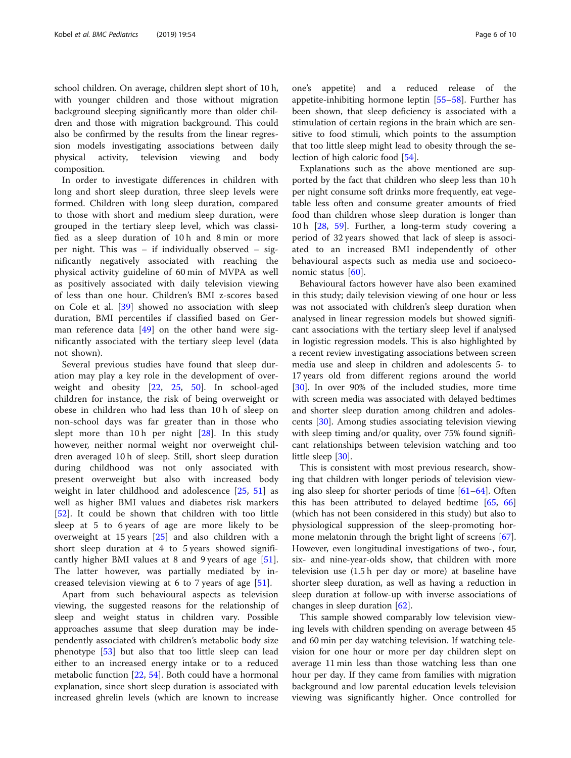school children. On average, children slept short of 10 h, with younger children and those without migration background sleeping significantly more than older children and those with migration background. This could also be confirmed by the results from the linear regression models investigating associations between daily physical activity, television viewing and body composition.

In order to investigate differences in children with long and short sleep duration, three sleep levels were formed. Children with long sleep duration, compared to those with short and medium sleep duration, were grouped in the tertiary sleep level, which was classified as a sleep duration of 10 h and 8 min or more per night. This was – if individually observed – significantly negatively associated with reaching the physical activity guideline of 60 min of MVPA as well as positively associated with daily television viewing of less than one hour. Children's BMI z-scores based on Cole et al. [39] showed no association with sleep duration, BMI percentiles if classified based on German reference data [49] on the other hand were significantly associated with the tertiary sleep level (data not shown).

Several previous studies have found that sleep duration may play a key role in the development of overweight and obesity [22, 25, 50]. In school-aged children for instance, the risk of being overweight or obese in children who had less than 10 h of sleep on non-school days was far greater than in those who slept more than 10 h per night [28]. In this study however, neither normal weight nor overweight children averaged 10 h of sleep. Still, short sleep duration during childhood was not only associated with present overweight but also with increased body weight in later childhood and adolescence [25, 51] as well as higher BMI values and diabetes risk markers [52]. It could be shown that children with too little sleep at 5 to 6 years of age are more likely to be overweight at 15 years [25] and also children with a short sleep duration at 4 to 5 years showed significantly higher BMI values at 8 and 9 years of age [51]. The latter however, was partially mediated by increased television viewing at 6 to 7 years of age [51].

Apart from such behavioural aspects as television viewing, the suggested reasons for the relationship of sleep and weight status in children vary. Possible approaches assume that sleep duration may be independently associated with children's metabolic body size phenotype [53] but also that too little sleep can lead either to an increased energy intake or to a reduced metabolic function [22, 54]. Both could have a hormonal explanation, since short sleep duration is associated with increased ghrelin levels (which are known to increase one's appetite) and a reduced release of the appetite-inhibiting hormone leptin [55–58]. Further has been shown, that sleep deficiency is associated with a stimulation of certain regions in the brain which are sensitive to food stimuli, which points to the assumption that too little sleep might lead to obesity through the selection of high caloric food [54].

Explanations such as the above mentioned are supported by the fact that children who sleep less than 10 h per night consume soft drinks more frequently, eat vegetable less often and consume greater amounts of fried food than children whose sleep duration is longer than 10 h [28, 59]. Further, a long-term study covering a period of 32 years showed that lack of sleep is associated to an increased BMI independently of other behavioural aspects such as media use and socioeconomic status [60].

Behavioural factors however have also been examined in this study; daily television viewing of one hour or less was not associated with children's sleep duration when analysed in linear regression models but showed significant associations with the tertiary sleep level if analysed in logistic regression models. This is also highlighted by a recent review investigating associations between screen media use and sleep in children and adolescents 5- to 17 years old from different regions around the world [30]. In over 90% of the included studies, more time with screen media was associated with delayed bedtimes and shorter sleep duration among children and adolescents [30]. Among studies associating television viewing with sleep timing and/or quality, over 75% found significant relationships between television watching and too little sleep [30].

This is consistent with most previous research, showing that children with longer periods of television viewing also sleep for shorter periods of time [61–64]. Often this has been attributed to delayed bedtime [65, 66] (which has not been considered in this study) but also to physiological suppression of the sleep-promoting hormone melatonin through the bright light of screens [67]. However, even longitudinal investigations of two-, four, six- and nine-year-olds show, that children with more television use (1.5 h per day or more) at baseline have shorter sleep duration, as well as having a reduction in sleep duration at follow-up with inverse associations of changes in sleep duration [62].

This sample showed comparably low television viewing levels with children spending on average between 45 and 60 min per day watching television. If watching television for one hour or more per day children slept on average 11 min less than those watching less than one hour per day. If they came from families with migration background and low parental education levels television viewing was significantly higher. Once controlled for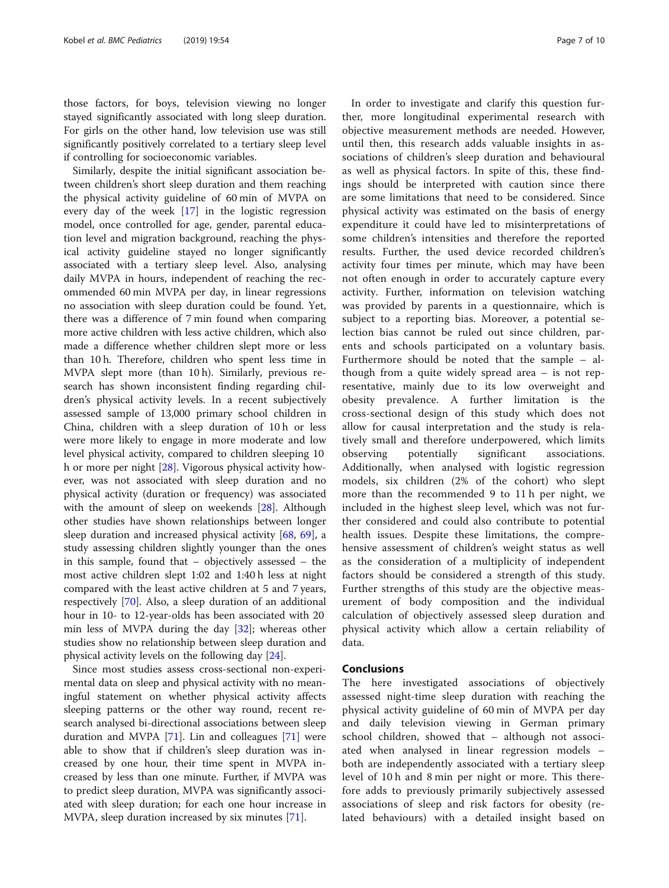those factors, for boys, television viewing no longer stayed significantly associated with long sleep duration. For girls on the other hand, low television use was still significantly positively correlated to a tertiary sleep level if controlling for socioeconomic variables.

Similarly, despite the initial significant association between children's short sleep duration and them reaching the physical activity guideline of 60 min of MVPA on every day of the week [17] in the logistic regression model, once controlled for age, gender, parental education level and migration background, reaching the physical activity guideline stayed no longer significantly associated with a tertiary sleep level. Also, analysing daily MVPA in hours, independent of reaching the recommended 60 min MVPA per day, in linear regressions no association with sleep duration could be found. Yet, there was a difference of 7 min found when comparing more active children with less active children, which also made a difference whether children slept more or less than 10 h. Therefore, children who spent less time in MVPA slept more (than 10 h). Similarly, previous research has shown inconsistent finding regarding children's physical activity levels. In a recent subjectively assessed sample of 13,000 primary school children in China, children with a sleep duration of 10 h or less were more likely to engage in more moderate and low level physical activity, compared to children sleeping 10 h or more per night [28]. Vigorous physical activity however, was not associated with sleep duration and no physical activity (duration or frequency) was associated with the amount of sleep on weekends [28]. Although other studies have shown relationships between longer sleep duration and increased physical activity [68, 69], a study assessing children slightly younger than the ones in this sample, found that – objectively assessed – the most active children slept 1:02 and 1:40 h less at night compared with the least active children at 5 and 7 years, respectively [70]. Also, a sleep duration of an additional hour in 10- to 12-year-olds has been associated with 20 min less of MVPA during the day [32]; whereas other studies show no relationship between sleep duration and physical activity levels on the following day [24].

Since most studies assess cross-sectional non-experimental data on sleep and physical activity with no meaningful statement on whether physical activity affects sleeping patterns or the other way round, recent research analysed bi-directional associations between sleep duration and MVPA [71]. Lin and colleagues [71] were able to show that if children's sleep duration was increased by one hour, their time spent in MVPA increased by less than one minute. Further, if MVPA was to predict sleep duration, MVPA was significantly associated with sleep duration; for each one hour increase in MVPA, sleep duration increased by six minutes [71].

In order to investigate and clarify this question further, more longitudinal experimental research with objective measurement methods are needed. However, until then, this research adds valuable insights in associations of children's sleep duration and behavioural as well as physical factors. In spite of this, these findings should be interpreted with caution since there are some limitations that need to be considered. Since physical activity was estimated on the basis of energy expenditure it could have led to misinterpretations of some children's intensities and therefore the reported results. Further, the used device recorded children's activity four times per minute, which may have been not often enough in order to accurately capture every activity. Further, information on television watching was provided by parents in a questionnaire, which is subject to a reporting bias. Moreover, a potential selection bias cannot be ruled out since children, parents and schools participated on a voluntary basis. Furthermore should be noted that the sample – although from a quite widely spread area – is not representative, mainly due to its low overweight and obesity prevalence. A further limitation is the cross-sectional design of this study which does not allow for causal interpretation and the study is relatively small and therefore underpowered, which limits observing potentially significant associations. Additionally, when analysed with logistic regression models, six children (2% of the cohort) who slept more than the recommended 9 to 11 h per night, we included in the highest sleep level, which was not further considered and could also contribute to potential health issues. Despite these limitations, the comprehensive assessment of children's weight status as well as the consideration of a multiplicity of independent factors should be considered a strength of this study. Further strengths of this study are the objective measurement of body composition and the individual calculation of objectively assessed sleep duration and physical activity which allow a certain reliability of data.

## Conclusions

The here investigated associations of objectively assessed night-time sleep duration with reaching the physical activity guideline of 60 min of MVPA per day and daily television viewing in German primary school children, showed that – although not associated when analysed in linear regression models – both are independently associated with a tertiary sleep level of 10 h and 8 min per night or more. This therefore adds to previously primarily subjectively assessed associations of sleep and risk factors for obesity (related behaviours) with a detailed insight based on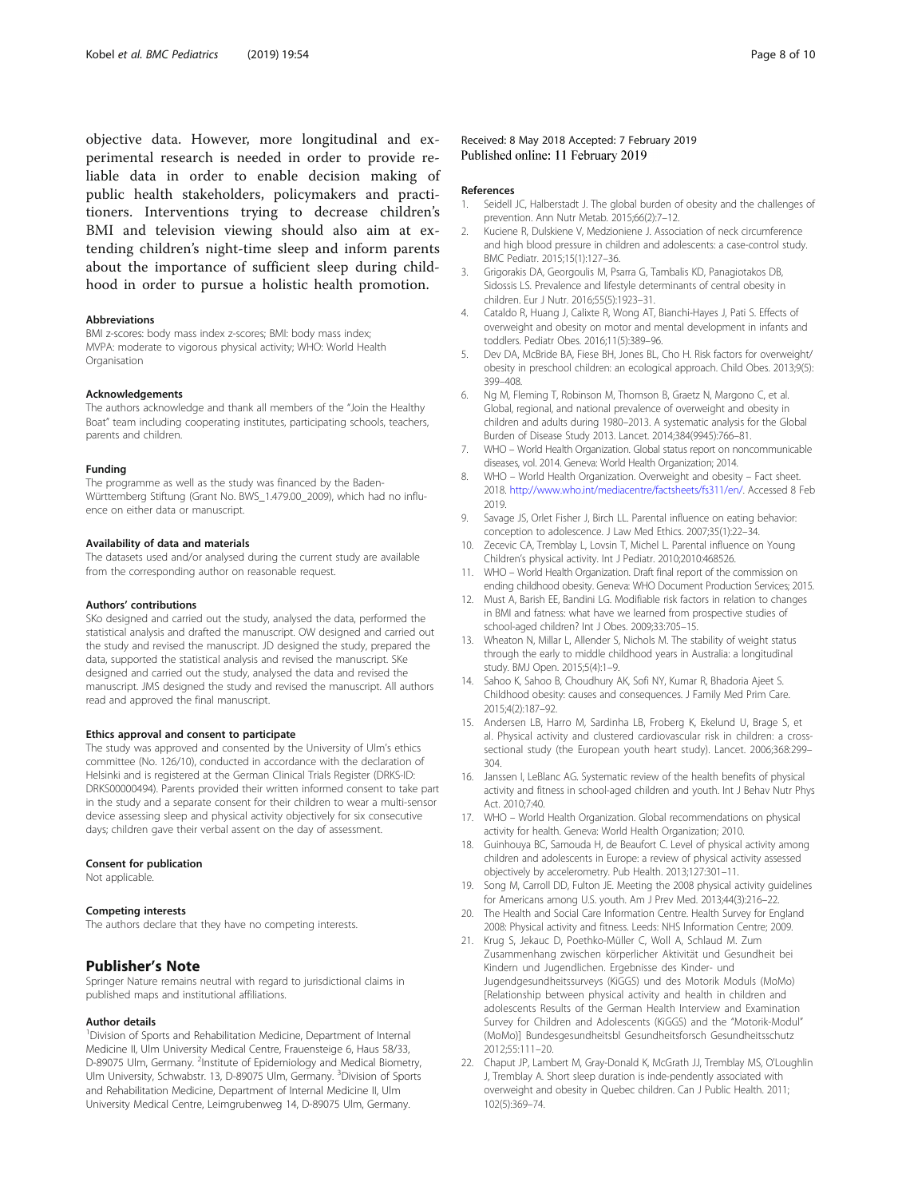objective data. However, more longitudinal and experimental research is needed in order to provide reliable data in order to enable decision making of public health stakeholders, policymakers and practitioners. Interventions trying to decrease children's BMI and television viewing should also aim at extending children's night-time sleep and inform parents about the importance of sufficient sleep during childhood in order to pursue a holistic health promotion.

### Abbreviations

BMI z-scores: body mass index z-scores; BMI: body mass index; MVPA: moderate to vigorous physical activity; WHO: World Health Organisation

### Acknowledgements

The authors acknowledge and thank all members of the "Join the Healthy Boat" team including cooperating institutes, participating schools, teachers, parents and children.

### Funding

The programme as well as the study was financed by the Baden-Württemberg Stiftung (Grant No. BWS_1.479.00_2009), which had no influence on either data or manuscript.

### Availability of data and materials

The datasets used and/or analysed during the current study are available from the corresponding author on reasonable request.

### Authors' contributions

SKo designed and carried out the study, analysed the data, performed the statistical analysis and drafted the manuscript. OW designed and carried out the study and revised the manuscript. JD designed the study, prepared the data, supported the statistical analysis and revised the manuscript. SKe designed and carried out the study, analysed the data and revised the manuscript. JMS designed the study and revised the manuscript. All authors read and approved the final manuscript.

### Ethics approval and consent to participate

The study was approved and consented by the University of Ulm's ethics committee (No. 126/10), conducted in accordance with the declaration of Helsinki and is registered at the German Clinical Trials Register (DRKS-ID: DRKS00000494). Parents provided their written informed consent to take part in the study and a separate consent for their children to wear a multi-sensor device assessing sleep and physical activity objectively for six consecutive days; children gave their verbal assent on the day of assessment.

### Consent for publication

Not applicable.

### Competing interests

The authors declare that they have no competing interests.

## Publisher's Note

Springer Nature remains neutral with regard to jurisdictional claims in published maps and institutional affiliations.

### Author details

[1]Division of Sports and Rehabilitation Medicine, Department of Internal Medicine II, Ulm University Medical Centre, Frauensteige 6, Haus 58/33, D-89075 Ulm, Germany. [2]Institute of Epidemiology and Medical Biometry, Ulm University, Schwabstr. 13, D-89075 Ulm, Germany. [3]Division of Sports and Rehabilitation Medicine, Department of Internal Medicine II, Ulm University Medical Centre, Leimgrubenweg 14, D-89075 Ulm, Germany.

Received: 8 May 2018 Accepted: 7 February 2019
Published online: 11 February 2019

### References

1. Seidell JC, Halberstadt J. The global burden of obesity and the challenges of prevention. Ann Nutr Metab. 2015;66(2):7–12.
2. Kuciene R, Dulskiene V, Medzioniene J. Association of neck circumference and high blood pressure in children and adolescents: a case-control study. BMC Pediatr. 2015;15(1):127–36.
3. Grigorakis DA, Georgoulis M, Psarra G, Tambalis KD, Panagiotakos DB, Sidossis LS. Prevalence and lifestyle determinants of central obesity in children. Eur J Nutr. 2016;55(5):1923–31.
4. Cataldo R, Huang J, Calixte R, Wong AT, Bianchi-Hayes J, Pati S. Effects of overweight and obesity on motor and mental development in infants and toddlers. Pediatr Obes. 2016;11(5):389–96.
5. Dev DA, McBride BA, Fiese BH, Jones BL, Cho H. Risk factors for overweight/obesity in preschool children: an ecological approach. Child Obes. 2013;9(5): 399–408.
6. Ng M, Fleming T, Robinson M, Thomson B, Graetz N, Margono C, et al. Global, regional, and national prevalence of overweight and obesity in children and adults during 1980–2013. A systematic analysis for the Global Burden of Disease Study 2013. Lancet. 2014;384(9945):766–81.
7. WHO – World Health Organization. Global status report on noncommunicable diseases, vol. 2014. Geneva: World Health Organization; 2014.
8. WHO – World Health Organization. Overweight and obesity – Fact sheet. 2018. http://www.who.int/mediacentre/factsheets/fs311/en/. Accessed 8 Feb 2019.
9. Savage JS, Orlet Fisher J, Birch LL. Parental influence on eating behavior: conception to adolescence. J Law Med Ethics. 2007;35(1):22–34.
10. Zecevic CA, Tremblay L, Lovsin T, Michel L. Parental influence on Young Children's physical activity. Int J Pediatr. 2010;2010:468526.
11. WHO – World Health Organization. Draft final report of the commission on ending childhood obesity. Geneva: WHO Document Production Services; 2015.
12. Must A, Barish EE, Bandini LG. Modifiable risk factors in relation to changes in BMI and fatness: what have we learned from prospective studies of school-aged children? Int J Obes. 2009;33:705–15.
13. Wheaton N, Millar L, Allender S, Nichols M. The stability of weight status through the early to middle childhood years in Australia: a longitudinal study. BMJ Open. 2015;5(4):1–9.
14. Sahoo K, Sahoo B, Choudhury AK, Sofi NY, Kumar R, Bhadoria Ajeet S. Childhood obesity: causes and consequences. J Family Med Prim Care. 2015;4(2):187–92.
15. Andersen LB, Harro M, Sardinha LB, Froberg K, Ekelund U, Brage S, et al. Physical activity and clustered cardiovascular risk in children: a cross-sectional study (the European youth heart study). Lancet. 2006;368:299–304.
16. Janssen I, LeBlanc AG. Systematic review of the health benefits of physical activity and fitness in school-aged children and youth. Int J Behav Nutr Phys Act. 2010;7:40.
17. WHO – World Health Organization. Global recommendations on physical activity for health. Geneva: World Health Organization; 2010.
18. Guinhouya BC, Samouda H, de Beaufort C. Level of physical activity among children and adolescents in Europe: a review of physical activity assessed objectively by accelerometry. Pub Health. 2013;127:301–11.
19. Song M, Carroll DD, Fulton JE. Meeting the 2008 physical activity guidelines for Americans among U.S. youth. Am J Prev Med. 2013;44(3):216–22.
20. The Health and Social Care Information Centre. Health Survey for England 2008: Physical activity and fitness. Leeds: NHS Information Centre; 2009.
21. Krug S, Jekauc D, Poethko-Müller C, Woll A, Schlaud M. Zum Zusammenhang zwischen körperlicher Aktivität und Gesundheit bei Kindern und Jugendlichen. Ergebnisse des Kinder- und Jugendgesundheitssurveys (KiGGS) und des Motorik Moduls (MoMo) [Relationship between physical activity and health in children and adolescents Results of the German Health Interview and Examination Survey for Children and Adolescents (KiGGS) and the "Motorik-Modul" (MoMo)] Bundesgesundheitsbl Gesundheitsforsch Gesundheitsschutz 2012;55:111–20.
22. Chaput JP, Lambert M, Gray-Donald K, McGrath JJ, Tremblay MS, O'Loughlin J, Tremblay A. Short sleep duration is inde-pendently associated with overweight and obesity in Quebec children. Can J Public Health. 2011; 102(5):369–74.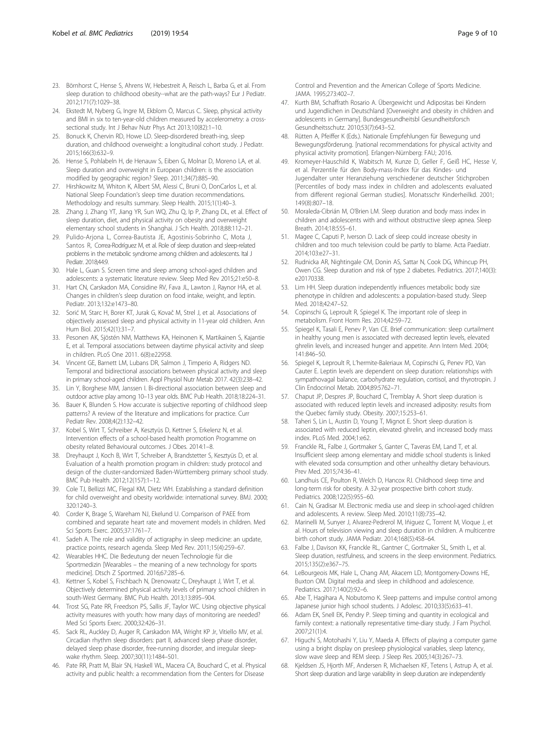23. Börnhorst C, Hense S, Ahrens W, Hebestreit A, Reisch L, Barba G, et al. From sleep duration to childhood obesity--what are the path-ways? Eur J Pediatr. 2012;171(7):1029–38.
24. Ekstedt M, Nyberg G, Ingre M, Ekblom Ö, Marcus C. Sleep, physical activity and BMI in six to ten-year-old children measured by accelerometry: a cross-sectional study. Int J Behav Nutr Phys Act 2013;10(82):1–10.
25. Bonuck K, Chervin RD, Howe LD. Sleep-disordered breath-ing, sleep duration, and childhood overweight: a longitudinal cohort study. J Pediatr. 2015;166(3):632–9.
26. Hense S, Pohlabeln H, de Henauw S, Eiben G, Molnar D, Moreno LA, et al. Sleep duration and overweight in European children: is the association modified by geographic region? Sleep. 2011;34(7):885–90.
27. Hirshkowitz M, Whiton K, Albert SM, Alessi C, Bruni O, DonCarlos L, et al. National Sleep Foundation's sleep time duration recommendations. Methodology and results summary. Sleep Health. 2015;1(1):40–3.
28. Zhang J, Zhang YT, Jiang YR, Sun WQ, Zhu Q, Ip P, Zhang DL, et al. Effect of sleep duration, diet, and physical activity on obesity and overweight elementary school students in Shanghai. J Sch Health. 2018;88:112–21.
29. Pulido-Arjona L, Correa-Bautista JE, Agostinis-Sobrinho C, Mota J, Santos R, Correa-Rodríguez M, et al. Role of sleep duration and sleep-related problems in the metabolic syndrome among children and adolescents. Ital J Pediatr. 2018;44:9.
30. Hale L, Guan S. Screen time and sleep among school-aged children and adolescents: a systematic literature review. Sleep Med Rev 2015;21:e50–8.
31. Hart CN, Carskadon MA, Considine RV, Fava JL, Lawton J, Raynor HA, et al. Changes in children's sleep duration on food intake, weight, and leptin. Pediatr. 2013;132:e1473–80.
32. Sorić M, Starc H, Borer KT, Jurak G, Kovač M, Strel J, et al. Associations of objectively assessed sleep and physical activity in 11-year old children. Ann Hum Biol. 2015;42(1):31–7.
33. Pesonen AK, Sjöstén NM, Matthews KA, Heinonen K, Martikainen S, Kajantie E, et al. Temporal associations between daytime physical activity and sleep in children. PLoS One 2011. 6(8):e22958.
34. Vincent GE, Barnett LM, Lubans DR, Salmon J, Timperio A, Ridgers ND. Temporal and bidirectional associations between physical activity and sleep in primary school-aged children. Appl Physiol Nutr Metab 2017. 42(3):238–42.
35. Lin Y, Borghese MM, Janssen I. Bi-directional association between sleep and outdoor active play among 10–13 year olds. BMC Pub Health. 2018;18:224–31.
36. Bauer K, Blunden S. How accurate is subjective reporting of childhood sleep patterns? A review of the literature and implications for practice. Curr Pediatr Rev. 2008;4(2):132–42.
37. Kobel S, Wirt T, Schreiber A, Kesztyüs D, Kettner S, Erkelenz N, et al. Intervention effects of a school-based health promotion Programme on obesity related Behavioural outcomes. J Obes. 2014:1–8.
38. Dreyhaupt J, Koch B, Wirt T, Schreiber A, Brandstetter S, Kesztyüs D, et al. Evaluation of a health promotion program in children: study protocol and design of the cluster-randomized Baden-Württemberg primary school study. BMC Pub Health. 2012;12(157):1–12.
39. Cole TJ, Bellizzi MC, Flegal KM, Dietz WH. Establishing a standard definition for child overweight and obesity worldwide: international survey. BMJ. 2000; 320:1240–3.
40. Corder K, Brage S, Wareham NJ, Ekelund U. Comparison of PAEE from combined and separate heart rate and movement models in children. Med Sci Sports Exerc. 2005;37:1761–7.
41. Sadeh A. The role and validity of actigraphy in sleep medicine: an update, practice points, research agenda. Sleep Med Rev. 2011;15(4):259–67.
42. Wearables HHC. Die Bedeutung der neuen Technologie für die Sportmedizin [Wearables – the meaning of a new technology for sports medicine]. Dtsch Z Sportmed. 2016;67:285–6.
43. Kettner S, Kobel S, Fischbach N, Drenowatz C, Dreyhaupt J, Wirt T, et al. Objectively determined physical activity levels of primary school children in south-West Germany. BMC Pub Health. 2013;13:895–904.
44. Trost SG, Pate RR, Freedson PS, Sallis JF, Taylor WC. Using objective physical activity measures with youth: how many days of monitoring are needed? Med Sci Sports Exerc. 2000;32:426–31.
45. Sack RL, Auckley D, Auger R, Carskadon MA, Wright KP Jr, Vitiello MV, et al. Circadian rhythm sleep disorders: part II, advanced sleep phase disorder, delayed sleep phase disorder, free-running disorder, and irregular sleep-wake rhythm. Sleep. 2007;30(11):1484–501.
46. Pate RR, Pratt M, Blair SN, Haskell WL, Macera CA, Bouchard C, et al. Physical activity and public health: a recommendation from the Centers for Disease Control and Prevention and the American College of Sports Medicine. JAMA. 1995;273:402–7.
47. Kurth BM, Schaffrath Rosario A. Übergewicht und Adipositas bei Kindern und Jugendlichen in Deutschland [Overweight and obesity in children and adolescents in Germany]. Bundesgesundheitsbl Gesundheitsforsch Gesundheitsschutz. 2010;53(7):643–52.
48. Rütten A, Pfeiffer K (Eds.). Nationale Empfehlungen für Bewegung und Bewegungsförderung. [national recommendations for physical activity and physical activity promotion]. Erlangen-Nürnberg: FAU; 2016.
49. Kromeyer-Hauschild K, Wabitsch M, Kunze D, Geller F, Geiß HC, Hesse V, et al. Perzentile für den Body-mass-Index für das Kindes- und Jugendalter unter Heranziehung verschiedener deutscher Stichproben [Percentiles of body mass index in children and adolescents evaluated from different regional German studies]. Monatsschr Kinderheilkd. 2001; 149(8):807–18.
50. Moraleda-Cibrián M, O'Brien LM. Sleep duration and body mass index in children and adolescents with and without obstructive sleep apnea. Sleep Breath. 2014;18:555–61.
51. Magee C, Caputi P, Iverson D. Lack of sleep could increase obesity in children and too much television could be partly to blame. Acta Paediatr. 2014;103:e27–31.
52. Rudnicka AR, Nightingale CM, Donin AS, Sattar N, Cook DG, Whincup PH, Owen CG. Sleep duration and risk of type 2 diabetes. Pediatrics. 2017;140(3): e20170338.
53. Lim HH. Sleep duration independently influences metabolic body size phenotype in children and adolescents: a population-based study. Sleep Med. 2018;42:47–52.
54. Copinschi G, Leproult R, Spiegel K. The important role of sleep in metabolism. Front Horm Res. 2014;42:59–72.
55. Spiegel K, Tasali E, Penev P, Van CE. Brief communication: sleep curtailment in healthy young men is associated with decreased leptin levels, elevated ghrelin levels, and increased hunger and appetite. Ann Intern Med. 2004; 141:846–50.
56. Spiegel K, Leproult R, L'hermite-Baleriaux M, Copinschi G, Penev PD, Van Cauter E. Leptin levels are dependent on sleep duration: relationships with sympathovagal balance, carbohydrate regulation, cortisol, and thyrotropin. J Clin Endocrinol Metab. 2004;89:5762–71.
57. Chaput JP, Despres JP, Bouchard C, Tremblay A. Short sleep duration is associated with reduced leptin levels and increased adiposity: results from the Quebec family study. Obesity. 2007;15:253–61.
58. Taheri S, Lin L, Austin D, Young T, Mignot E. Short sleep duration is associated with reduced leptin, elevated ghrelin, and increased body mass index. PLoS Med. 2004;1:e62.
59. Franckle RL, Falbe J, Gortmaker S, Ganter C, Taveras EM, Land T, et al. Insufficient sleep among elementary and middle school students is linked with elevated soda consumption and other unhealthy dietary behaviours. Prev Med. 2015;74:36–41.
60. Landhuis CE, Poulton R, Welch D, Hancox RJ. Childhood sleep time and long-term risk for obesity. A 32-year prospective birth cohort study. Pediatrics. 2008;122(5):955–60.
61. Cain N, Gradisar M. Electronic media use and sleep in school-aged children and adolescents. A review. Sleep Med. 2010;11(8):735–42.
62. Marinelli M, Sunyer J, Alvarez-Pedrerol M, Iñiguez C, Torrent M, Vioque J, et al. Hours of television viewing and sleep duration in children. A multicentre birth cohort study. JAMA Pediatr. 2014;168(5):458–64.
63. Falbe J, Davison KK, Franckle RL, Gantner C, Gortmaker SL, Smith L, et al. Sleep duration, restfulness, and screens in the sleep environment. Pediatrics. 2015;135(2):e367–75.
64. LeBourgeois MK, Hale L, Chang AM, Akacem LD, Montgomery-Downs HE, Buxton OM. Digital media and sleep in childhood and adolescence. Pediatrics. 2017;140(2):92–6.
65. Abe T, Hagihara A, Nobutomo K. Sleep patterns and impulse control among Japanese junior high school students. J Adolesc. 2010;33(5):633–41.
66. Adam EK, Snell EK, Pendry P. Sleep timing and quantity in ecological and family context: a nationally representative time-diary study. J Fam Psychol. 2007;21(1):4.
67. Higuchi S, Motohashi Y, Liu Y, Maeda A. Effects of playing a computer game using a bright display on presleep physiological variables, sleep latency, slow wave sleep and REM sleep. J Sleep Res. 2005;14(3):267–73.
68. Kjeldsen JS, Hjorth MF, Andersen R, Michaelsen KF, Tetens I, Astrup A, et al. Short sleep duration and large variability in sleep duration are independently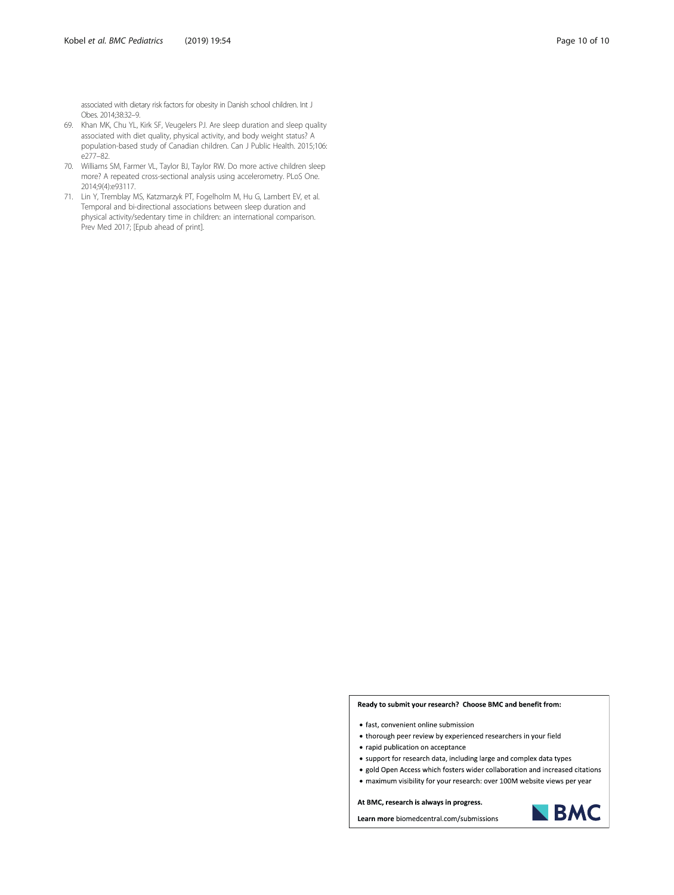associated with dietary risk factors for obesity in Danish school children. Int J Obes. 2014;38:32–9.

69. Khan MK, Chu YL, Kirk SF, Veugelers PJ. Are sleep duration and sleep quality associated with diet quality, physical activity, and body weight status? A population-based study of Canadian children. Can J Public Health. 2015;106:e277–82.
70. Williams SM, Farmer VL, Taylor BJ, Taylor RW. Do more active children sleep more? A repeated cross-sectional analysis using accelerometry. PLoS One. 2014;9(4):e93117.
71. Lin Y, Tremblay MS, Katzmarzyk PT, Fogelholm M, Hu G, Lambert EV, et al. Temporal and bi-directional associations between sleep duration and physical activity/sedentary time in children: an international comparison. Prev Med 2017; [Epub ahead of print].

**Ready to submit your research? Choose BMC and benefit from:**

- fast, convenient online submission
- thorough peer review by experienced researchers in your field
- rapid publication on acceptance
- support for research data, including large and complex data types
- gold Open Access which fosters wider collaboration and increased citations
- maximum visibility for your research: over 100M website views per year

**At BMC, research is always in progress.**

**Learn more** biomedcentral.com/submissions

BMC